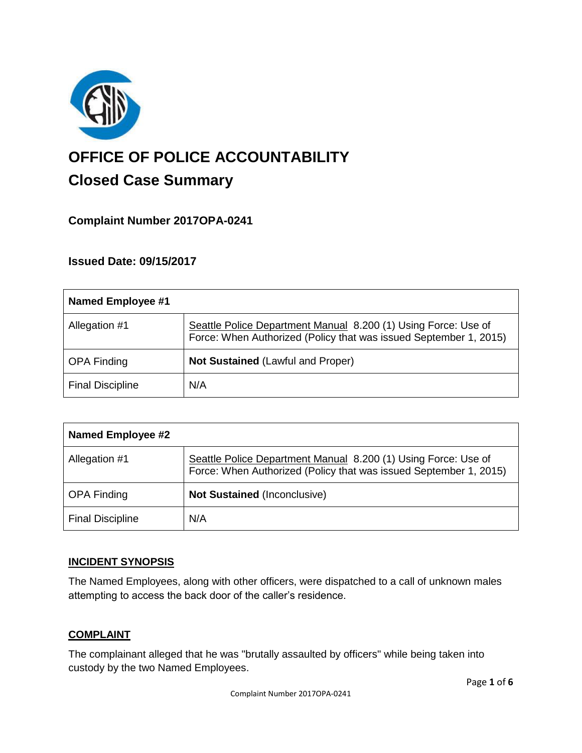# OFFICE OF POLICE ACCOUNTABILITY

## Closed Case Summary

### Complaint Number 2017OPA-0241

### Issued Date: 09/15/2017

| **Named Employee #1** | |
|---|---|
| Allegation #1 | Seattle Police Department Manual 8.200 (1) Using Force: Use of Force: When Authorized (Policy that was issued September 1, 2015) |
| OPA Finding | **Not Sustained** (Lawful and Proper) |
| Final Discipline | N/A |

| **Named Employee #2** | |
|---|---|
| Allegation #1 | Seattle Police Department Manual 8.200 (1) Using Force: Use of Force: When Authorized (Policy that was issued September 1, 2015) |
| OPA Finding | **Not Sustained** (Inconclusive) |
| Final Discipline | N/A |

## INCIDENT SYNOPSIS

The Named Employees, along with other officers, were dispatched to a call of unknown males attempting to access the back door of the caller's residence.

## COMPLAINT

The complainant alleged that he was "brutally assaulted by officers" while being taken into custody by the two Named Employees.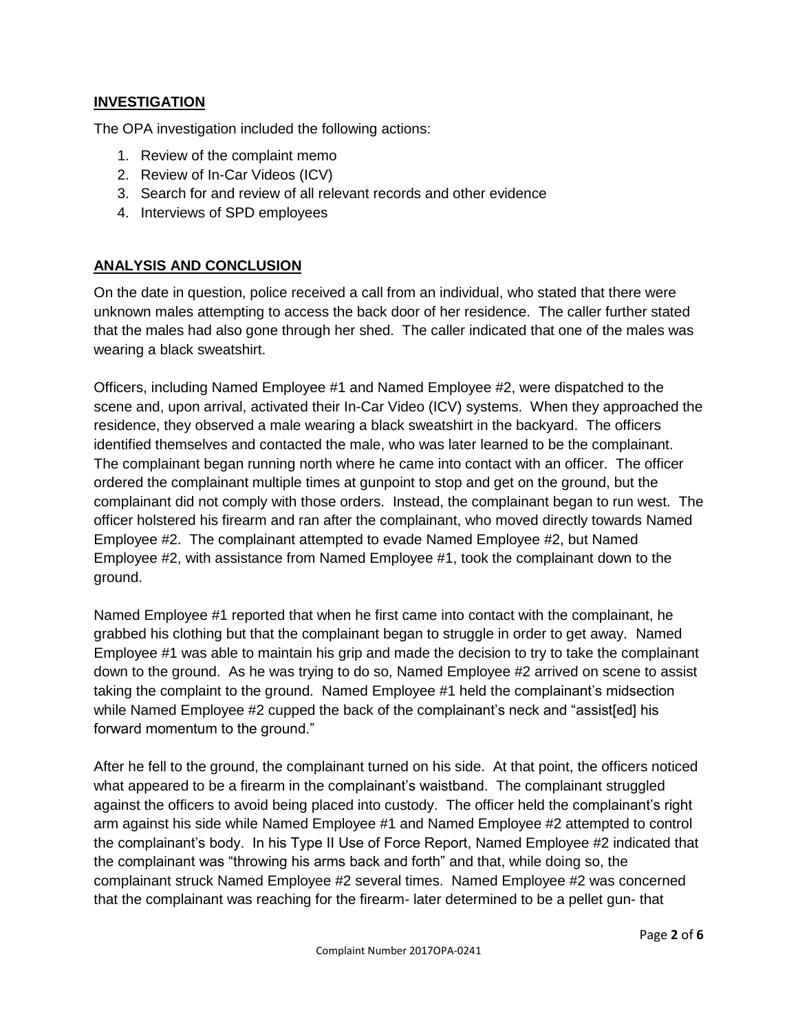## **INVESTIGATION**

The OPA investigation included the following actions:

1. Review of the complaint memo
2. Review of In-Car Videos (ICV)
3. Search for and review of all relevant records and other evidence
4. Interviews of SPD employees

## **ANALYSIS AND CONCLUSION**

On the date in question, police received a call from an individual, who stated that there were unknown males attempting to access the back door of her residence. The caller further stated that the males had also gone through her shed. The caller indicated that one of the males was wearing a black sweatshirt.

Officers, including Named Employee #1 and Named Employee #2, were dispatched to the scene and, upon arrival, activated their In-Car Video (ICV) systems. When they approached the residence, they observed a male wearing a black sweatshirt in the backyard. The officers identified themselves and contacted the male, who was later learned to be the complainant. The complainant began running north where he came into contact with an officer. The officer ordered the complainant multiple times at gunpoint to stop and get on the ground, but the complainant did not comply with those orders. Instead, the complainant began to run west. The officer holstered his firearm and ran after the complainant, who moved directly towards Named Employee #2. The complainant attempted to evade Named Employee #2, but Named Employee #2, with assistance from Named Employee #1, took the complainant down to the ground.

Named Employee #1 reported that when he first came into contact with the complainant, he grabbed his clothing but that the complainant began to struggle in order to get away. Named Employee #1 was able to maintain his grip and made the decision to try to take the complainant down to the ground. As he was trying to do so, Named Employee #2 arrived on scene to assist taking the complaint to the ground. Named Employee #1 held the complainant's midsection while Named Employee #2 cupped the back of the complainant's neck and "assist[ed] his forward momentum to the ground."

After he fell to the ground, the complainant turned on his side. At that point, the officers noticed what appeared to be a firearm in the complainant's waistband. The complainant struggled against the officers to avoid being placed into custody. The officer held the complainant's right arm against his side while Named Employee #1 and Named Employee #2 attempted to control the complainant's body. In his Type II Use of Force Report, Named Employee #2 indicated that the complainant was "throwing his arms back and forth" and that, while doing so, the complainant struck Named Employee #2 several times. Named Employee #2 was concerned that the complainant was reaching for the firearm- later determined to be a pellet gun- that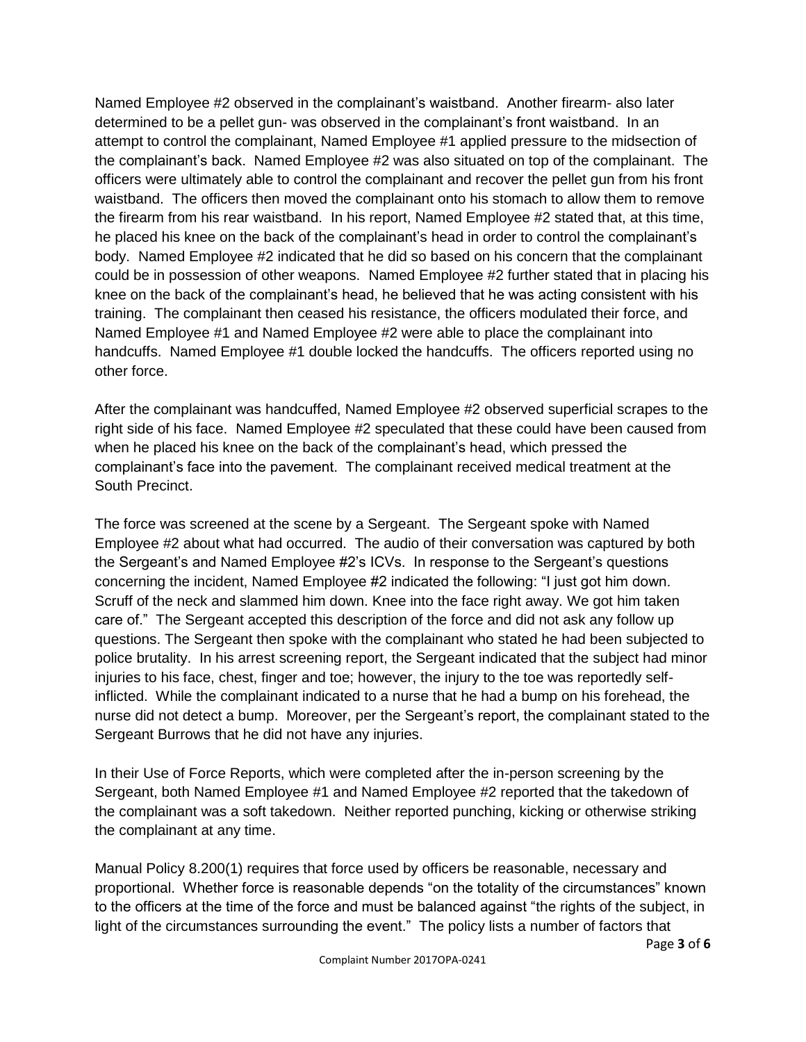Named Employee #2 observed in the complainant's waistband. Another firearm- also later determined to be a pellet gun- was observed in the complainant's front waistband. In an attempt to control the complainant, Named Employee #1 applied pressure to the midsection of the complainant's back. Named Employee #2 was also situated on top of the complainant. The officers were ultimately able to control the complainant and recover the pellet gun from his front waistband. The officers then moved the complainant onto his stomach to allow them to remove the firearm from his rear waistband. In his report, Named Employee #2 stated that, at this time, he placed his knee on the back of the complainant's head in order to control the complainant's body. Named Employee #2 indicated that he did so based on his concern that the complainant could be in possession of other weapons. Named Employee #2 further stated that in placing his knee on the back of the complainant's head, he believed that he was acting consistent with his training. The complainant then ceased his resistance, the officers modulated their force, and Named Employee #1 and Named Employee #2 were able to place the complainant into handcuffs. Named Employee #1 double locked the handcuffs. The officers reported using no other force.

After the complainant was handcuffed, Named Employee #2 observed superficial scrapes to the right side of his face. Named Employee #2 speculated that these could have been caused from when he placed his knee on the back of the complainant's head, which pressed the complainant's face into the pavement. The complainant received medical treatment at the South Precinct.

The force was screened at the scene by a Sergeant. The Sergeant spoke with Named Employee #2 about what had occurred. The audio of their conversation was captured by both the Sergeant's and Named Employee #2's ICVs. In response to the Sergeant's questions concerning the incident, Named Employee #2 indicated the following: "I just got him down. Scruff of the neck and slammed him down. Knee into the face right away. We got him taken care of." The Sergeant accepted this description of the force and did not ask any follow up questions. The Sergeant then spoke with the complainant who stated he had been subjected to police brutality. In his arrest screening report, the Sergeant indicated that the subject had minor injuries to his face, chest, finger and toe; however, the injury to the toe was reportedly self-inflicted. While the complainant indicated to a nurse that he had a bump on his forehead, the nurse did not detect a bump. Moreover, per the Sergeant's report, the complainant stated to the Sergeant Burrows that he did not have any injuries.

In their Use of Force Reports, which were completed after the in-person screening by the Sergeant, both Named Employee #1 and Named Employee #2 reported that the takedown of the complainant was a soft takedown. Neither reported punching, kicking or otherwise striking the complainant at any time.

Manual Policy 8.200(1) requires that force used by officers be reasonable, necessary and proportional. Whether force is reasonable depends "on the totality of the circumstances" known to the officers at the time of the force and must be balanced against "the rights of the subject, in light of the circumstances surrounding the event." The policy lists a number of factors that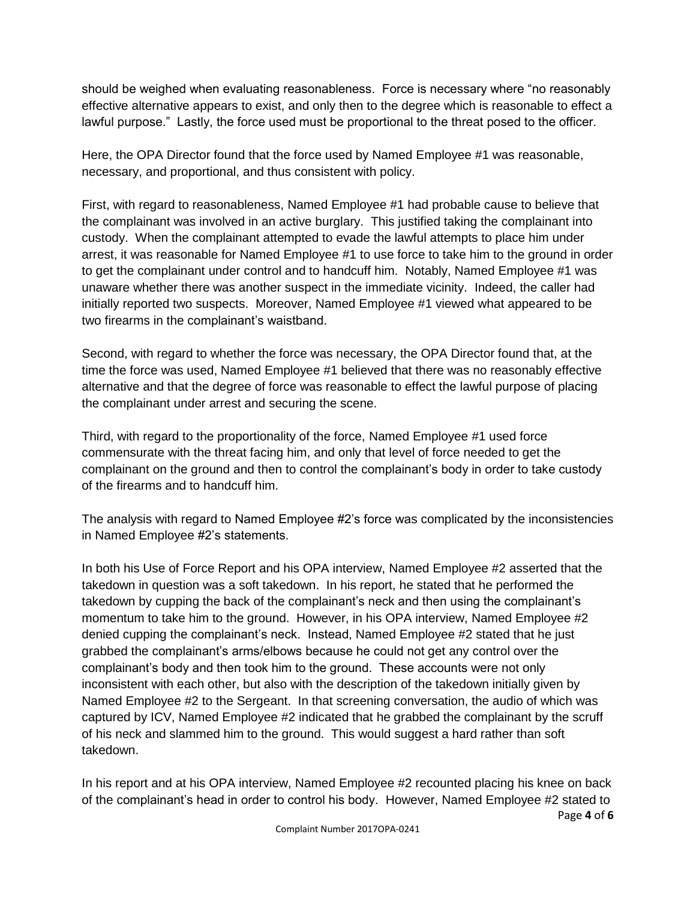should be weighed when evaluating reasonableness. Force is necessary where "no reasonably effective alternative appears to exist, and only then to the degree which is reasonable to effect a lawful purpose." Lastly, the force used must be proportional to the threat posed to the officer.

Here, the OPA Director found that the force used by Named Employee #1 was reasonable, necessary, and proportional, and thus consistent with policy.

First, with regard to reasonableness, Named Employee #1 had probable cause to believe that the complainant was involved in an active burglary. This justified taking the complainant into custody. When the complainant attempted to evade the lawful attempts to place him under arrest, it was reasonable for Named Employee #1 to use force to take him to the ground in order to get the complainant under control and to handcuff him. Notably, Named Employee #1 was unaware whether there was another suspect in the immediate vicinity. Indeed, the caller had initially reported two suspects. Moreover, Named Employee #1 viewed what appeared to be two firearms in the complainant's waistband.

Second, with regard to whether the force was necessary, the OPA Director found that, at the time the force was used, Named Employee #1 believed that there was no reasonably effective alternative and that the degree of force was reasonable to effect the lawful purpose of placing the complainant under arrest and securing the scene.

Third, with regard to the proportionality of the force, Named Employee #1 used force commensurate with the threat facing him, and only that level of force needed to get the complainant on the ground and then to control the complainant's body in order to take custody of the firearms and to handcuff him.

The analysis with regard to Named Employee #2's force was complicated by the inconsistencies in Named Employee #2's statements.

In both his Use of Force Report and his OPA interview, Named Employee #2 asserted that the takedown in question was a soft takedown. In his report, he stated that he performed the takedown by cupping the back of the complainant's neck and then using the complainant's momentum to take him to the ground. However, in his OPA interview, Named Employee #2 denied cupping the complainant's neck. Instead, Named Employee #2 stated that he just grabbed the complainant's arms/elbows because he could not get any control over the complainant's body and then took him to the ground. These accounts were not only inconsistent with each other, but also with the description of the takedown initially given by Named Employee #2 to the Sergeant. In that screening conversation, the audio of which was captured by ICV, Named Employee #2 indicated that he grabbed the complainant by the scruff of his neck and slammed him to the ground. This would suggest a hard rather than soft takedown.

In his report and at his OPA interview, Named Employee #2 recounted placing his knee on back of the complainant's head in order to control his body. However, Named Employee #2 stated to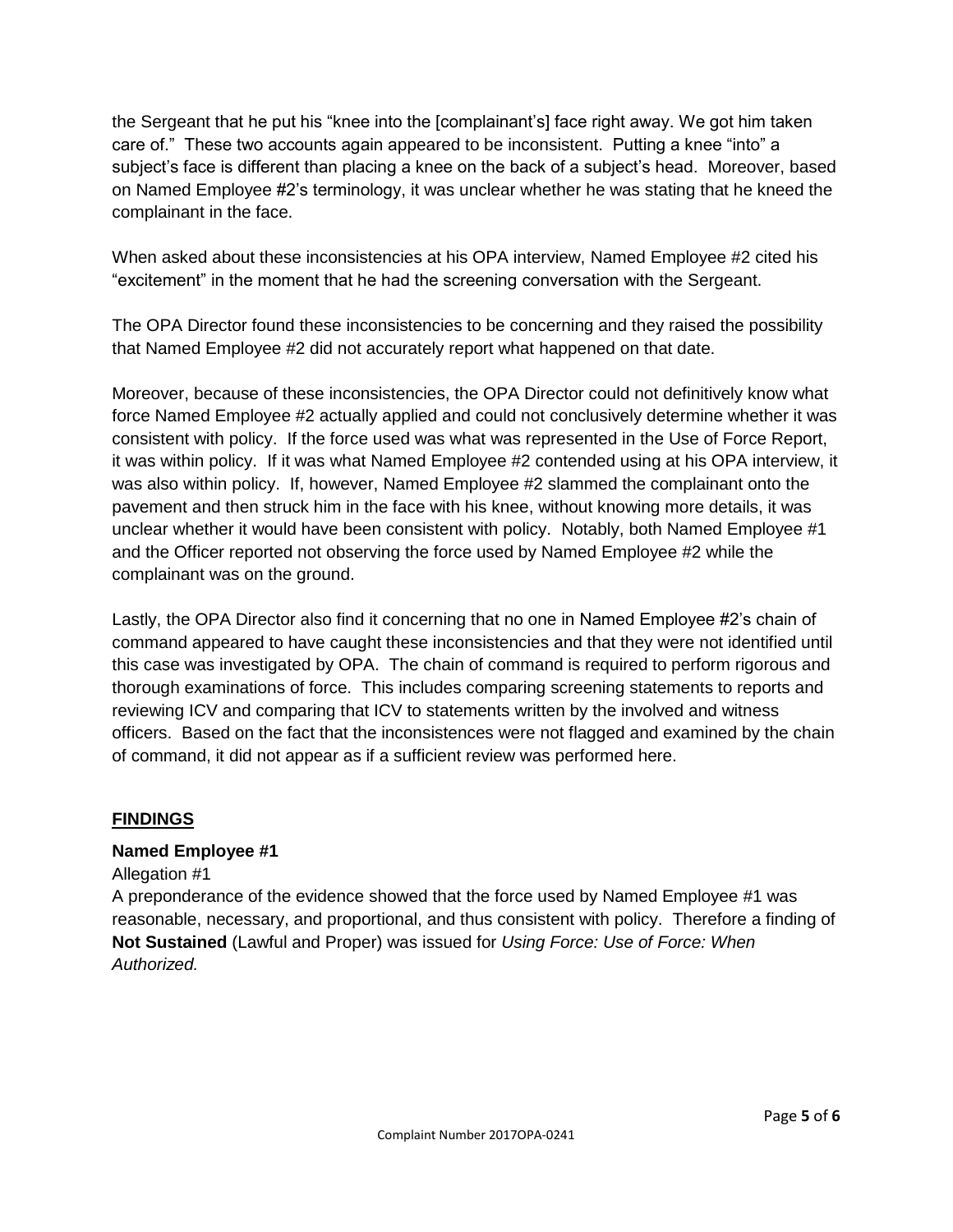the Sergeant that he put his "knee into the [complainant's] face right away. We got him taken care of." These two accounts again appeared to be inconsistent. Putting a knee "into" a subject's face is different than placing a knee on the back of a subject's head. Moreover, based on Named Employee #2's terminology, it was unclear whether he was stating that he kneed the complainant in the face.

When asked about these inconsistencies at his OPA interview, Named Employee #2 cited his "excitement" in the moment that he had the screening conversation with the Sergeant.

The OPA Director found these inconsistencies to be concerning and they raised the possibility that Named Employee #2 did not accurately report what happened on that date.

Moreover, because of these inconsistencies, the OPA Director could not definitively know what force Named Employee #2 actually applied and could not conclusively determine whether it was consistent with policy. If the force used was what was represented in the Use of Force Report, it was within policy. If it was what Named Employee #2 contended using at his OPA interview, it was also within policy. If, however, Named Employee #2 slammed the complainant onto the pavement and then struck him in the face with his knee, without knowing more details, it was unclear whether it would have been consistent with policy. Notably, both Named Employee #1 and the Officer reported not observing the force used by Named Employee #2 while the complainant was on the ground.

Lastly, the OPA Director also find it concerning that no one in Named Employee #2's chain of command appeared to have caught these inconsistencies and that they were not identified until this case was investigated by OPA. The chain of command is required to perform rigorous and thorough examinations of force. This includes comparing screening statements to reports and reviewing ICV and comparing that ICV to statements written by the involved and witness officers. Based on the fact that the inconsistences were not flagged and examined by the chain of command, it did not appear as if a sufficient review was performed here.

## FINDINGS

**Named Employee #1**

Allegation #1

A preponderance of the evidence showed that the force used by Named Employee #1 was reasonable, necessary, and proportional, and thus consistent with policy. Therefore a finding of **Not Sustained** (Lawful and Proper) was issued for *Using Force: Use of Force: When Authorized.*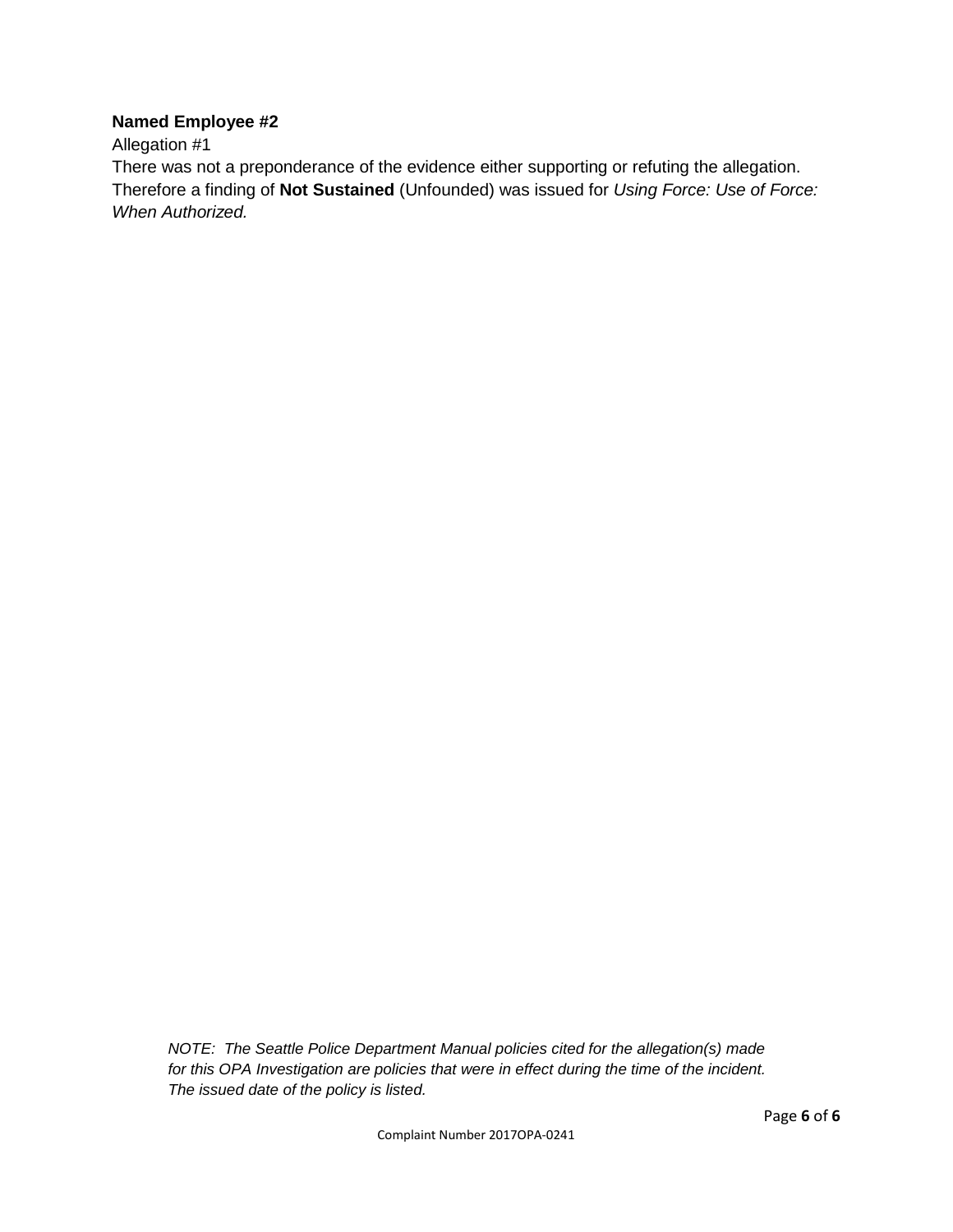**Named Employee #2**

Allegation #1

There was not a preponderance of the evidence either supporting or refuting the allegation. Therefore a finding of **Not Sustained** (Unfounded) was issued for *Using Force: Use of Force: When Authorized.*

*NOTE: The Seattle Police Department Manual policies cited for the allegation(s) made for this OPA Investigation are policies that were in effect during the time of the incident. The issued date of the policy is listed.*

Complaint Number 2017OPA-0241